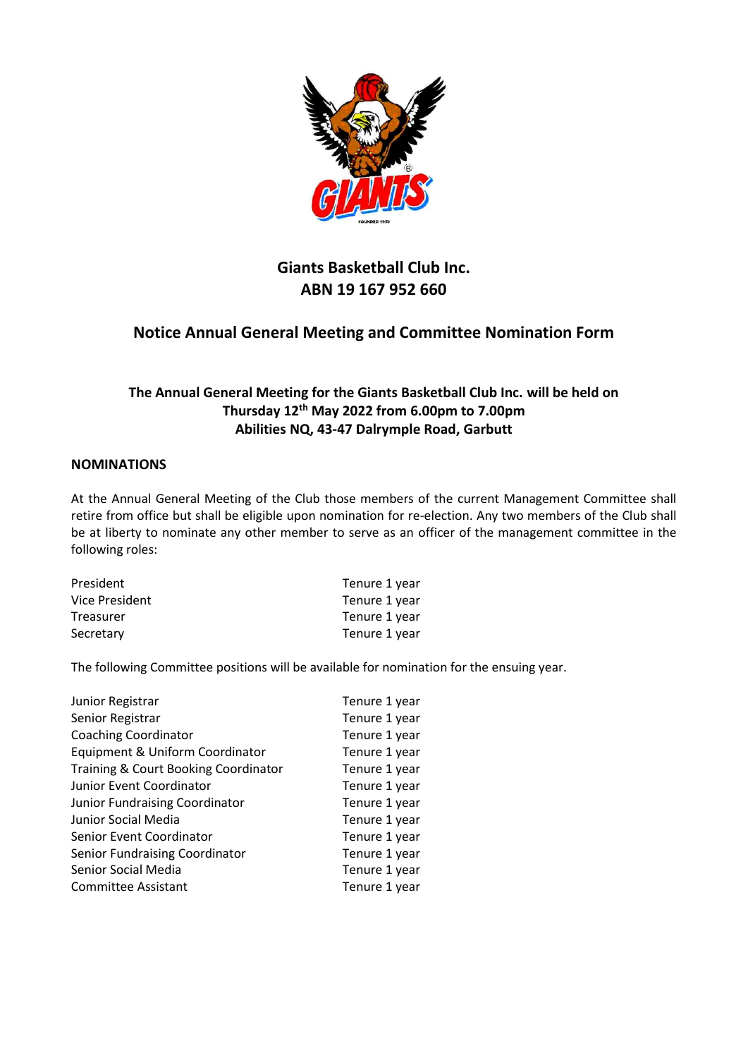# Giants Basketball Club Inc.
## ABN 19 167 952 660

## Notice Annual General Meeting and Committee Nomination Form

### The Annual General Meeting for the Giants Basketball Club Inc. will be held on Thursday 12th May 2022 from 6.00pm to 7.00pm Abilities NQ, 43-47 Dalrymple Road, Garbutt

**NOMINATIONS**

At the Annual General Meeting of the Club those members of the current Management Committee shall retire from office but shall be eligible upon nomination for re-election. Any two members of the Club shall be at liberty to nominate any other member to serve as an officer of the management committee in the following roles:

| | |
|---|---|
| President | Tenure 1 year |
| Vice President | Tenure 1 year |
| Treasurer | Tenure 1 year |
| Secretary | Tenure 1 year |

The following Committee positions will be available for nomination for the ensuing year.

| | |
|---|---|
| Junior Registrar | Tenure 1 year |
| Senior Registrar | Tenure 1 year |
| Coaching Coordinator | Tenure 1 year |
| Equipment & Uniform Coordinator | Tenure 1 year |
| Training & Court Booking Coordinator | Tenure 1 year |
| Junior Event Coordinator | Tenure 1 year |
| Junior Fundraising Coordinator | Tenure 1 year |
| Junior Social Media | Tenure 1 year |
| Senior Event Coordinator | Tenure 1 year |
| Senior Fundraising Coordinator | Tenure 1 year |
| Senior Social Media | Tenure 1 year |
| Committee Assistant | Tenure 1 year |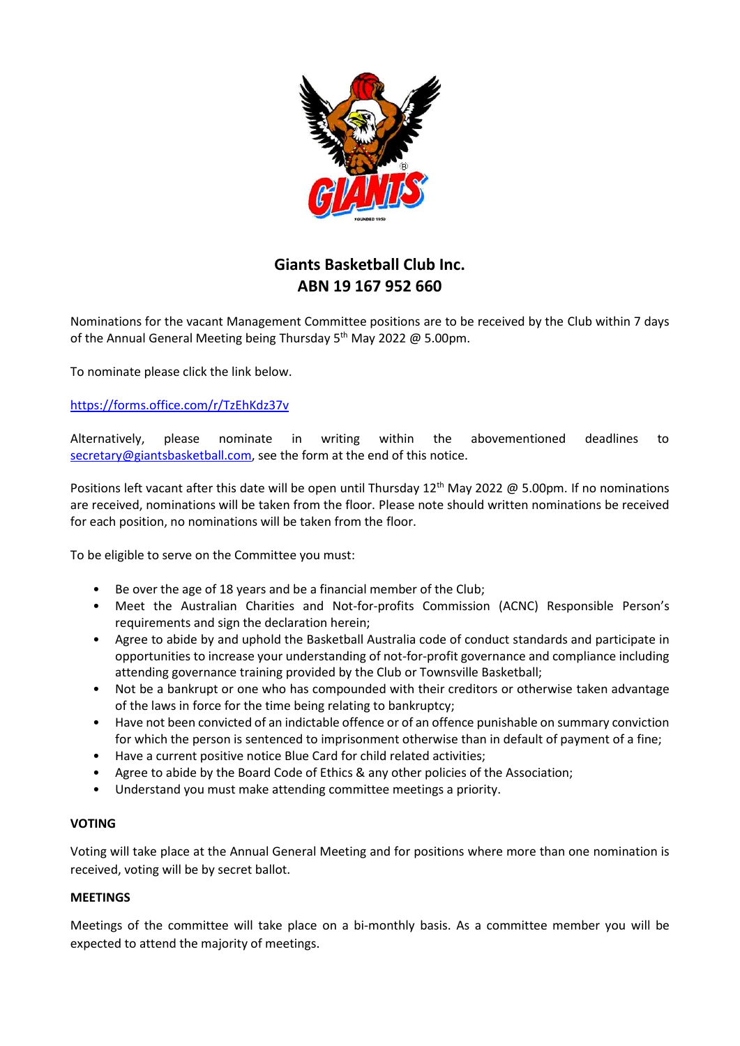# Giants Basketball Club Inc.
## ABN 19 167 952 660

Nominations for the vacant Management Committee positions are to be received by the Club within 7 days of the Annual General Meeting being Thursday 5th May 2022 @ 5.00pm.

To nominate please click the link below.

https://forms.office.com/r/TzEhKdz37v

Alternatively, please nominate in writing within the abovementioned deadlines to secretary@giantsbasketball.com, see the form at the end of this notice.

Positions left vacant after this date will be open until Thursday 12th May 2022 @ 5.00pm. If no nominations are received, nominations will be taken from the floor. Please note should written nominations be received for each position, no nominations will be taken from the floor.

To be eligible to serve on the Committee you must:

- Be over the age of 18 years and be a financial member of the Club;
- Meet the Australian Charities and Not-for-profits Commission (ACNC) Responsible Person's requirements and sign the declaration herein;
- Agree to abide by and uphold the Basketball Australia code of conduct standards and participate in opportunities to increase your understanding of not-for-profit governance and compliance including attending governance training provided by the Club or Townsville Basketball;
- Not be a bankrupt or one who has compounded with their creditors or otherwise taken advantage of the laws in force for the time being relating to bankruptcy;
- Have not been convicted of an indictable offence or of an offence punishable on summary conviction for which the person is sentenced to imprisonment otherwise than in default of payment of a fine;
- Have a current positive notice Blue Card for child related activities;
- Agree to abide by the Board Code of Ethics & any other policies of the Association;
- Understand you must make attending committee meetings a priority.

**VOTING**

Voting will take place at the Annual General Meeting and for positions where more than one nomination is received, voting will be by secret ballot.

**MEETINGS**

Meetings of the committee will take place on a bi-monthly basis. As a committee member you will be expected to attend the majority of meetings.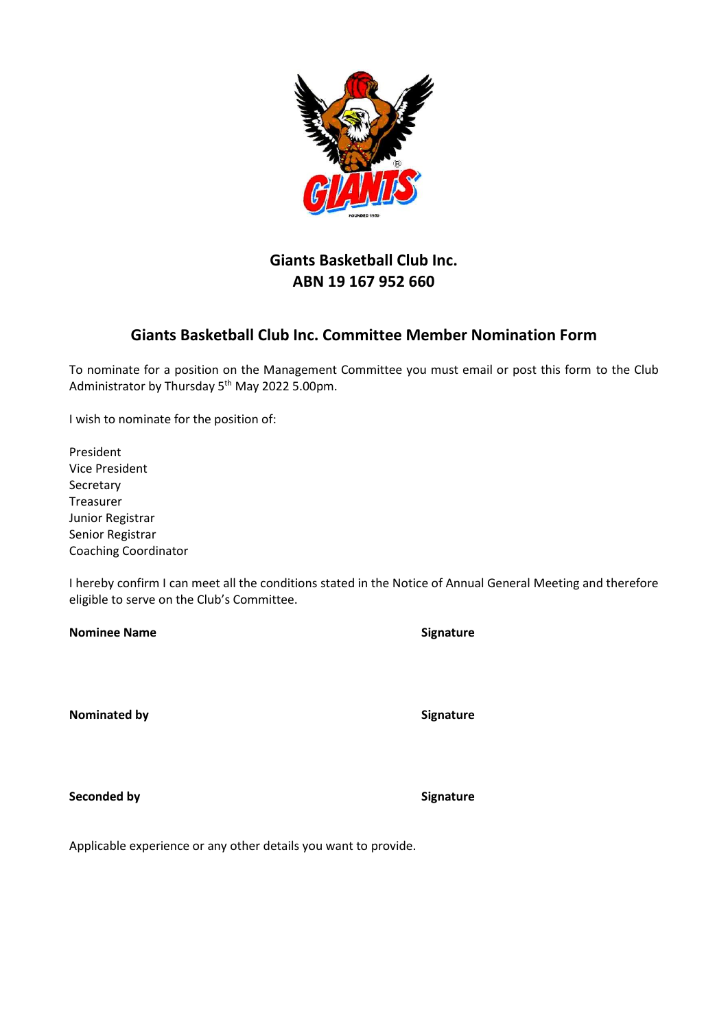## Giants Basketball Club Inc.
## ABN 19 167 952 660

## Giants Basketball Club Inc. Committee Member Nomination Form

To nominate for a position on the Management Committee you must email or post this form to the Club Administrator by Thursday 5th May 2022 5.00pm.

I wish to nominate for the position of:

President
Vice President
Secretary
Treasurer
Junior Registrar
Senior Registrar
Coaching Coordinator

I hereby confirm I can meet all the conditions stated in the Notice of Annual General Meeting and therefore eligible to serve on the Club's Committee.

| **Nominee Name** | **Signature** |
|---|---|
| | |
| **Nominated by** | **Signature** |
| | |
| **Seconded by** | **Signature** |
| | |

Applicable experience or any other details you want to provide.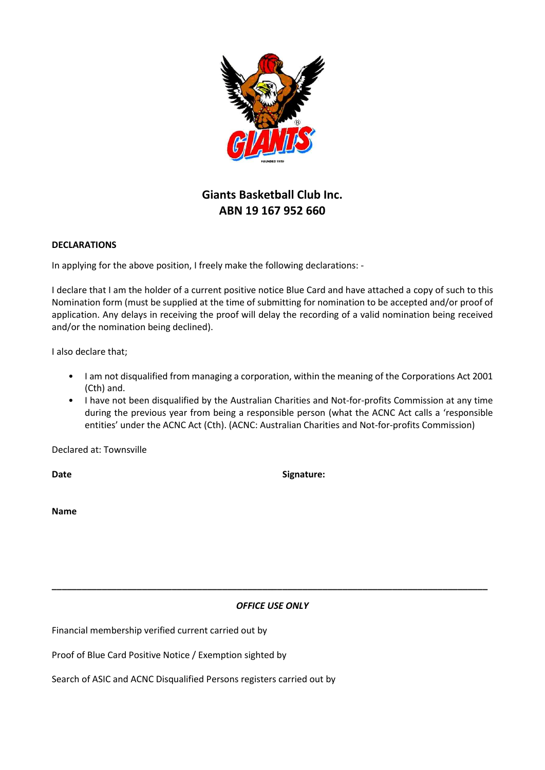# Giants Basketball Club Inc.
# ABN 19 167 952 660

**DECLARATIONS**

In applying for the above position, I freely make the following declarations: -

I declare that I am the holder of a current positive notice Blue Card and have attached a copy of such to this Nomination form (must be supplied at the time of submitting for nomination to be accepted and/or proof of application. Any delays in receiving the proof will delay the recording of a valid nomination being received and/or the nomination being declined).

I also declare that;

- I am not disqualified from managing a corporation, within the meaning of the Corporations Act 2001 (Cth) and.
- I have not been disqualified by the Australian Charities and Not-for-profits Commission at any time during the previous year from being a responsible person (what the ACNC Act calls a 'responsible entities' under the ACNC Act (Cth). (ACNC: Australian Charities and Not-for-profits Commission)

Declared at: Townsville

**Date** **Signature:**

**Name**

---

*OFFICE USE ONLY*

Financial membership verified current carried out by

Proof of Blue Card Positive Notice / Exemption sighted by

Search of ASIC and ACNC Disqualified Persons registers carried out by